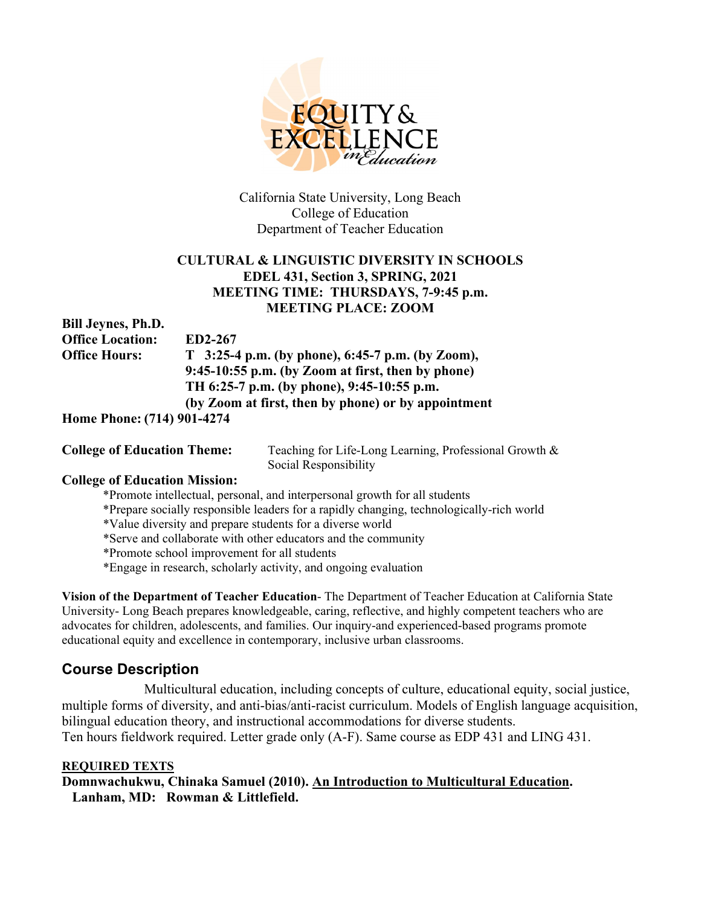EQUITY & EXCELLENCE in Education

California State University, Long Beach
College of Education
Department of Teacher Education

**CULTURAL & LINGUISTIC DIVERSITY IN SCHOOLS**
**EDEL 431, Section 3, SPRING, 2021**
**MEETING TIME: THURSDAYS, 7-9:45 p.m.**
**MEETING PLACE: ZOOM**

**Bill Jeynes, Ph.D.**
**Office Location:** ED2-267
**Office Hours:** T 3:25-4 p.m. (by phone), 6:45-7 p.m. (by Zoom), 9:45-10:55 p.m. (by Zoom at first, then by phone)
TH 6:25-7 p.m. (by phone), 9:45-10:55 p.m. (by Zoom at first, then by phone) or by appointment
**Home Phone: (714) 901-4274**

**College of Education Theme:** Teaching for Life-Long Learning, Professional Growth & Social Responsibility

**College of Education Mission:**

*Promote intellectual, personal, and interpersonal growth for all students
*Prepare socially responsible leaders for a rapidly changing, technologically-rich world
*Value diversity and prepare students for a diverse world
*Serve and collaborate with other educators and the community
*Promote school improvement for all students
*Engage in research, scholarly activity, and ongoing evaluation

**Vision of the Department of Teacher Education**- The Department of Teacher Education at California State University- Long Beach prepares knowledgeable, caring, reflective, and highly competent teachers who are advocates for children, adolescents, and families. Our inquiry-and experienced-based programs promote educational equity and excellence in contemporary, inclusive urban classrooms.

## Course Description

Multicultural education, including concepts of culture, educational equity, social justice, multiple forms of diversity, and anti-bias/anti-racist curriculum. Models of English language acquisition, bilingual education theory, and instructional accommodations for diverse students. Ten hours fieldwork required. Letter grade only (A-F). Same course as EDP 431 and LING 431.

**REQUIRED TEXTS**

**Domnwachukwu, Chinaka Samuel (2010). An Introduction to Multicultural Education. Lanham, MD: Rowman & Littlefield.**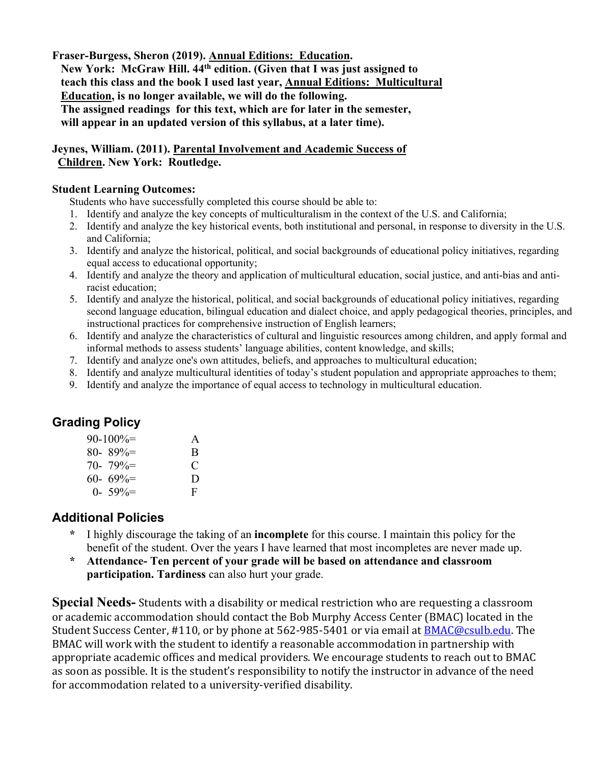**Fraser-Burgess, Sheron (2019). Annual Editions: Education. New York: McGraw Hill. 44th edition. (Given that I was just assigned to teach this class and the book I used last year, Annual Editions: Multicultural Education, is no longer available, we will do the following. The assigned readings for this text, which are for later in the semester, will appear in an updated version of this syllabus, at a later time).**

**Jeynes, William. (2011). Parental Involvement and Academic Success of Children. New York: Routledge.**

**Student Learning Outcomes:**

Students who have successfully completed this course should be able to:

1. Identify and analyze the key concepts of multiculturalism in the context of the U.S. and California;
2. Identify and analyze the key historical events, both institutional and personal, in response to diversity in the U.S. and California;
3. Identify and analyze the historical, political, and social backgrounds of educational policy initiatives, regarding equal access to educational opportunity;
4. Identify and analyze the theory and application of multicultural education, social justice, and anti-bias and anti-racist education;
5. Identify and analyze the historical, political, and social backgrounds of educational policy initiatives, regarding second language education, bilingual education and dialect choice, and apply pedagogical theories, principles, and instructional practices for comprehensive instruction of English learners;
6. Identify and analyze the characteristics of cultural and linguistic resources among children, and apply formal and informal methods to assess students' language abilities, content knowledge, and skills;
7. Identify and analyze one's own attitudes, beliefs, and approaches to multicultural education;
8. Identify and analyze multicultural identities of today's student population and appropriate approaches to them;
9. Identify and analyze the importance of equal access to technology in multicultural education.

## Grading Policy

| | |
|---|---|
| 90-100%= | A |
| 80- 89%= | B |
| 70- 79%= | C |
| 60- 69%= | D |
| 0- 59%= | F |

## Additional Policies

- I highly discourage the taking of an **incomplete** for this course. I maintain this policy for the benefit of the student. Over the years I have learned that most incompletes are never made up.
- **Attendance- Ten percent of your grade will be based on attendance and classroom participation. Tardiness** can also hurt your grade.

**Special Needs-** Students with a disability or medical restriction who are requesting a classroom or academic accommodation should contact the Bob Murphy Access Center (BMAC) located in the Student Success Center, #110, or by phone at 562-985-5401 or via email at BMAC@csulb.edu. The BMAC will work with the student to identify a reasonable accommodation in partnership with appropriate academic offices and medical providers. We encourage students to reach out to BMAC as soon as possible. It is the student's responsibility to notify the instructor in advance of the need for accommodation related to a university-verified disability.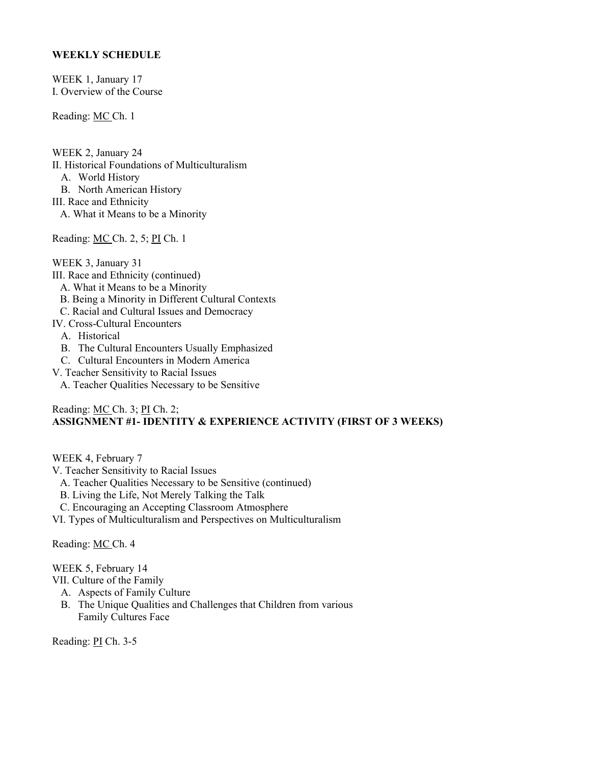**WEEKLY SCHEDULE**

WEEK 1, January 17
I. Overview of the Course

Reading: <u>MC</u> Ch. 1

WEEK 2, January 24
II. Historical Foundations of Multiculturalism
- A. World History
- B. North American History

III. Race and Ethnicity
- A. What it Means to be a Minority

Reading: <u>MC</u> Ch. 2, 5; <u>PI</u> Ch. 1

WEEK 3, January 31
III. Race and Ethnicity (continued)
- A. What it Means to be a Minority
- B. Being a Minority in Different Cultural Contexts
- C. Racial and Cultural Issues and Democracy

IV. Cross-Cultural Encounters
- A. Historical
- B. The Cultural Encounters Usually Emphasized
- C. Cultural Encounters in Modern America

V. Teacher Sensitivity to Racial Issues
- A. Teacher Qualities Necessary to be Sensitive

Reading: <u>MC</u> Ch. 3; <u>PI</u> Ch. 2;
**ASSIGNMENT #1- IDENTITY & EXPERIENCE ACTIVITY (FIRST OF 3 WEEKS)**

WEEK 4, February 7
V. Teacher Sensitivity to Racial Issues
- A. Teacher Qualities Necessary to be Sensitive (continued)
- B. Living the Life, Not Merely Talking the Talk
- C. Encouraging an Accepting Classroom Atmosphere

VI. Types of Multiculturalism and Perspectives on Multiculturalism

Reading: <u>MC</u> Ch. 4

WEEK 5, February 14
VII. Culture of the Family
- A. Aspects of Family Culture
- B. The Unique Qualities and Challenges that Children from various Family Cultures Face

Reading: <u>PI</u> Ch. 3-5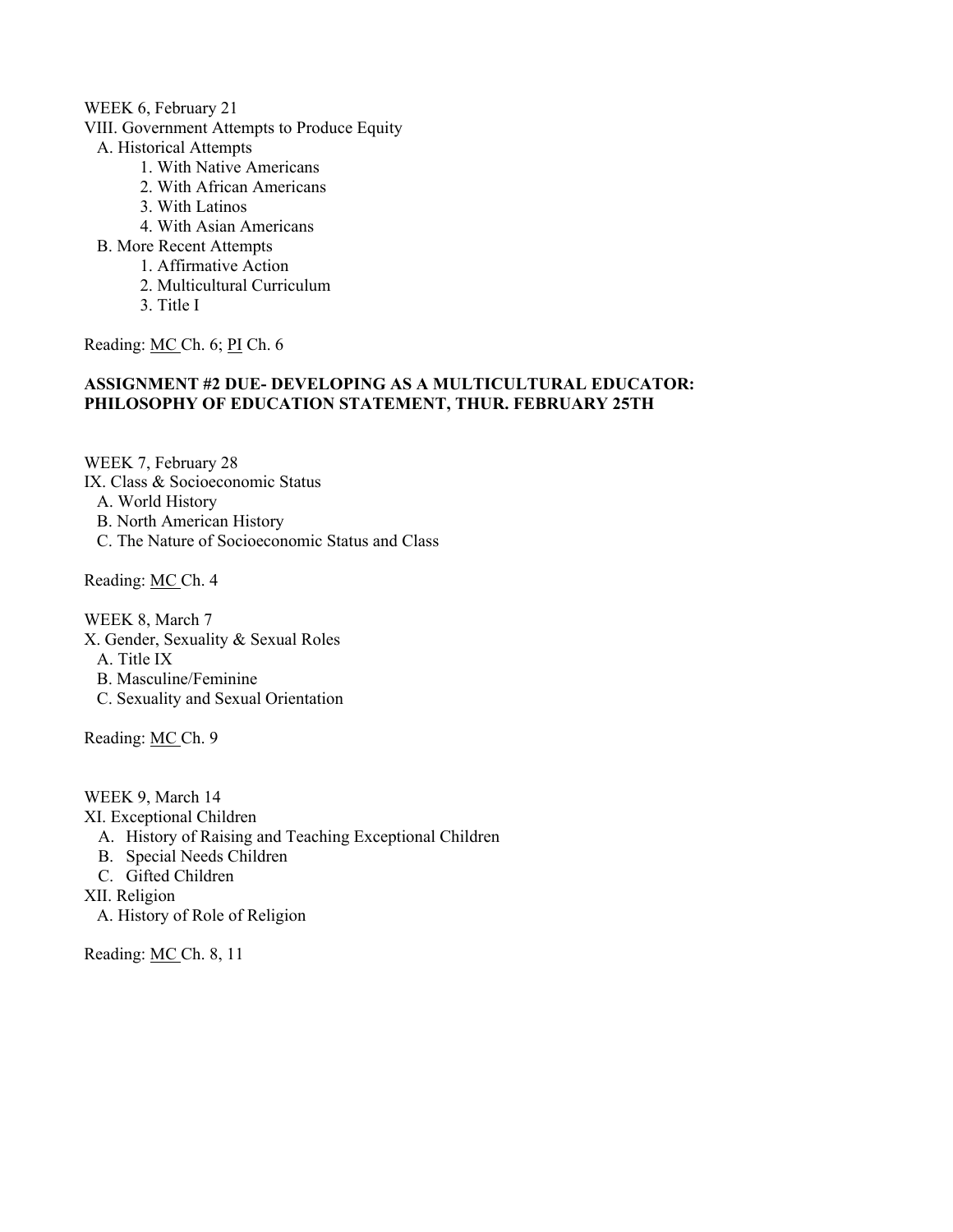WEEK 6, February 21

VIII. Government Attempts to Produce Equity

- A. Historical Attempts
  1. With Native Americans
  2. With African Americans
  3. With Latinos
  4. With Asian Americans
- B. More Recent Attempts
  1. Affirmative Action
  2. Multicultural Curriculum
  3. Title I

Reading: MC Ch. 6; PI Ch. 6

**ASSIGNMENT #2 DUE- DEVELOPING AS A MULTICULTURAL EDUCATOR: PHILOSOPHY OF EDUCATION STATEMENT, THUR. FEBRUARY 25TH**

WEEK 7, February 28

IX. Class & Socioeconomic Status

- A. World History
- B. North American History
- C. The Nature of Socioeconomic Status and Class

Reading: MC Ch. 4

WEEK 8, March 7

X. Gender, Sexuality & Sexual Roles

- A. Title IX
- B. Masculine/Feminine
- C. Sexuality and Sexual Orientation

Reading: MC Ch. 9

WEEK 9, March 14

XI. Exceptional Children

- A. History of Raising and Teaching Exceptional Children
- B. Special Needs Children
- C. Gifted Children

XII. Religion

- A. History of Role of Religion

Reading: MC Ch. 8, 11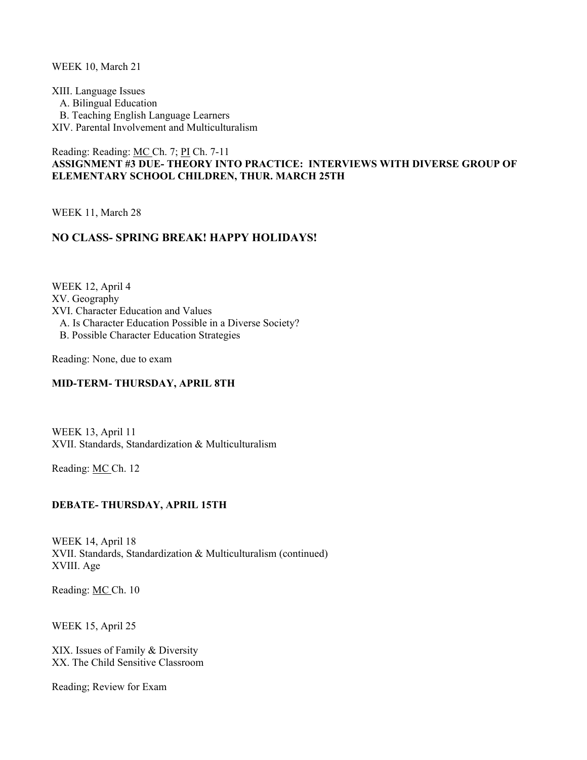WEEK 10, March 21

XIII. Language Issues
  A. Bilingual Education
  B. Teaching English Language Learners
XIV. Parental Involvement and Multiculturalism

Reading: Reading: <u>MC</u> Ch. 7; <u>PI</u> Ch. 7-11
**ASSIGNMENT #3 DUE- THEORY INTO PRACTICE: INTERVIEWS WITH DIVERSE GROUP OF ELEMENTARY SCHOOL CHILDREN, THUR. MARCH 25TH**

WEEK 11, March 28

**NO CLASS- SPRING BREAK! HAPPY HOLIDAYS!**

WEEK 12, April 4
XV. Geography
XVI. Character Education and Values
  A. Is Character Education Possible in a Diverse Society?
  B. Possible Character Education Strategies

Reading: None, due to exam

**MID-TERM- THURSDAY, APRIL 8TH**

WEEK 13, April 11
XVII. Standards, Standardization & Multiculturalism

Reading: <u>MC</u> Ch. 12

**DEBATE- THURSDAY, APRIL 15TH**

WEEK 14, April 18
XVII. Standards, Standardization & Multiculturalism (continued)
XVIII. Age

Reading: <u>MC</u> Ch. 10

WEEK 15, April 25

XIX. Issues of Family & Diversity
XX. The Child Sensitive Classroom

Reading; Review for Exam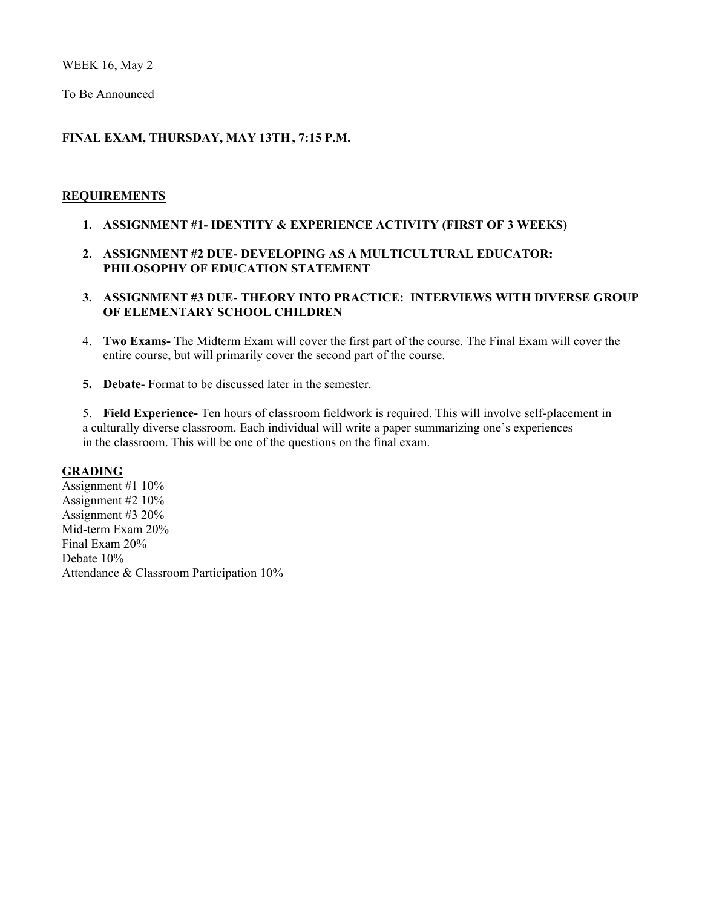WEEK 16, May 2

To Be Announced

**FINAL EXAM, THURSDAY, MAY 13TH , 7:15 P.M.**

## REQUIREMENTS

1. **ASSIGNMENT #1- IDENTITY & EXPERIENCE ACTIVITY (FIRST OF 3 WEEKS)**
2. **ASSIGNMENT #2 DUE- DEVELOPING AS A MULTICULTURAL EDUCATOR: PHILOSOPHY OF EDUCATION STATEMENT**
3. **ASSIGNMENT #3 DUE- THEORY INTO PRACTICE: INTERVIEWS WITH DIVERSE GROUP OF ELEMENTARY SCHOOL CHILDREN**
4. **Two Exams-** The Midterm Exam will cover the first part of the course. The Final Exam will cover the entire course, but will primarily cover the second part of the course.
5. **Debate**- Format to be discussed later in the semester.

5. **Field Experience-** Ten hours of classroom fieldwork is required. This will involve self-placement in a culturally diverse classroom. Each individual will write a paper summarizing one's experiences in the classroom. This will be one of the questions on the final exam.

## GRADING

Assignment #1 10%
Assignment #2 10%
Assignment #3 20%
Mid-term Exam 20%
Final Exam 20%
Debate 10%
Attendance & Classroom Participation 10%